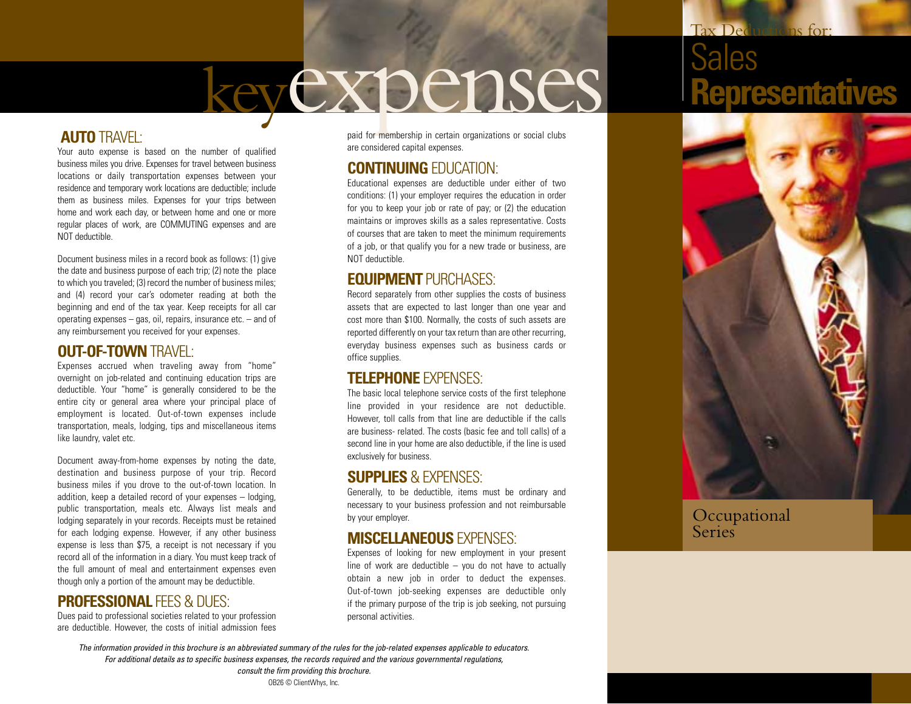# key expenses

## AUTO TRAVEL:

Your auto expense is based on the number of qualified business miles you drive. Expenses for travel between business locations or daily transportation expenses between your residence and temporary work locations are deductible; include them as business miles. Expenses for your trips between home and work each day, or between home and one or more regular places of work, are COMMUTING expenses and are NOT deductible.

Document business miles in a record book as follows: (1) give the date and business purpose of each trip; (2) note the place to which you traveled; (3) record the number of business miles; and (4) record your car's odometer reading at both the beginning and end of the tax year. Keep receipts for all car operating expenses – gas, oil, repairs, insurance etc. – and of any reimbursement you received for your expenses.

## OUT-OF-TOWN TRAVEL:

Expenses accrued when traveling away from "home" overnight on job-related and continuing education trips are deductible. Your "home" is generally considered to be the entire city or general area where your principal place of employment is located. Out-of-town expenses include transportation, meals, lodging, tips and miscellaneous items like laundry, valet etc.

Document away-from-home expenses by noting the date, destination and business purpose of your trip. Record business miles if you drove to the out-of-town location. In addition, keep a detailed record of your expenses – lodging, public transportation, meals etc. Always list meals and lodging separately in your records. Receipts must be retained for each lodging expense. However, if any other business expense is less than $75, a receipt is not necessary if you record all of the information in a diary. You must keep track of the full amount of meal and entertainment expenses even though only a portion of the amount may be deductible.

## PROFESSIONAL FEES & DUES:

Dues paid to professional societies related to your profession are deductible. However, the costs of initial admission fees paid for membership in certain organizations or social clubs are considered capital expenses.

## CONTINUING EDUCATION:

Educational expenses are deductible under either of two conditions: (1) your employer requires the education in order for you to keep your job or rate of pay; or (2) the education maintains or improves skills as a sales representative. Costs of courses that are taken to meet the minimum requirements of a job, or that qualify you for a new trade or business, are NOT deductible.

## EQUIPMENT PURCHASES:

Record separately from other supplies the costs of business assets that are expected to last longer than one year and cost more than $100. Normally, the costs of such assets are reported differently on your tax return than are other recurring, everyday business expenses such as business cards or office supplies.

## TELEPHONE EXPENSES:

The basic local telephone service costs of the first telephone line provided in your residence are not deductible. However, toll calls from that line are deductible if the calls are business- related. The costs (basic fee and toll calls) of a second line in your home are also deductible, if the line is used exclusively for business.

## SUPPLIES & EXPENSES:

Generally, to be deductible, items must be ordinary and necessary to your business profession and not reimbursable by your employer.

## MISCELLANEOUS EXPENSES:

Expenses of looking for new employment in your present line of work are deductible – you do not have to actually obtain a new job in order to deduct the expenses. Out-of-town job-seeking expenses are deductible only if the primary purpose of the trip is job seeking, not pursuing personal activities.

*The information provided in this brochure is an abbreviated summary of the rules for the job-related expenses applicable to educators. For additional details as to specific business expenses, the records required and the various governmental regulations, consult the firm providing this brochure.*

OB26 © ClientWhys, Inc.

# Tax Deductions for: Sales Representatives

Occupational Series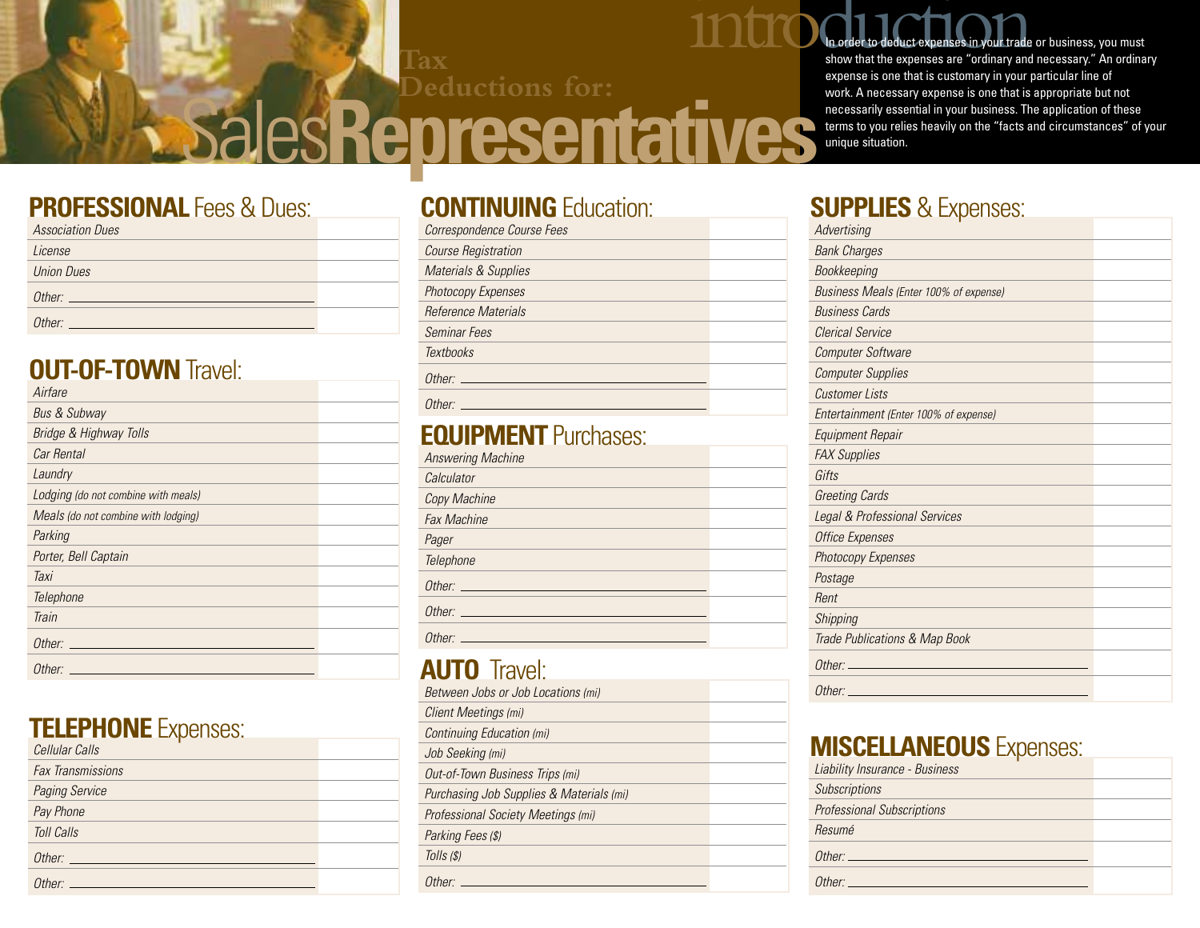# Tax Deductions for: Sales Representatives

## introduction

In order to deduct expenses in your trade or business, you must show that the expenses are "ordinary and necessary." An ordinary expense is one that is customary in your particular line of work. A necessary expense is one that is appropriate but not necessarily essential in your business. The application of these terms to you relies heavily on the "facts and circumstances" of your unique situation.

## PROFESSIONAL Fees & Dues:

| | |
|---|---|
| *Association Dues* | |
| *License* | |
| *Union Dues* | |
| *Other:* ______ | |
| *Other:* ______ | |

## OUT-OF-TOWN Travel:

| | |
|---|---|
| *Airfare* | |
| *Bus & Subway* | |
| *Bridge & Highway Tolls* | |
| *Car Rental* | |
| *Laundry* | |
| *Lodging (do not combine with meals)* | |
| *Meals (do not combine with lodging)* | |
| *Parking* | |
| *Porter, Bell Captain* | |
| *Taxi* | |
| *Telephone* | |
| *Train* | |
| *Other:* ______ | |
| *Other:* ______ | |

## TELEPHONE Expenses:

| | |
|---|---|
| *Cellular Calls* | |
| *Fax Transmissions* | |
| *Paging Service* | |
| *Pay Phone* | |
| *Toll Calls* | |
| *Other:* ______ | |
| *Other:* ______ | |

## CONTINUING Education:

| | |
|---|---|
| *Correspondence Course Fees* | |
| *Course Registration* | |
| *Materials & Supplies* | |
| *Photocopy Expenses* | |
| *Reference Materials* | |
| *Seminar Fees* | |
| *Textbooks* | |
| *Other:* ______ | |
| *Other:* ______ | |

## EQUIPMENT Purchases:

| | |
|---|---|
| *Answering Machine* | |
| *Calculator* | |
| *Copy Machine* | |
| *Fax Machine* | |
| *Pager* | |
| *Telephone* | |
| *Other:* ______ | |
| *Other:* ______ | |
| *Other:* ______ | |

## AUTO Travel:

| | |
|---|---|
| *Between Jobs or Job Locations (mi)* | |
| *Client Meetings (mi)* | |
| *Continuing Education (mi)* | |
| *Job Seeking (mi)* | |
| *Out-of-Town Business Trips (mi)* | |
| *Purchasing Job Supplies & Materials (mi)* | |
| *Professional Society Meetings (mi)* | |
| *Parking Fees ($)* | |
| *Tolls ($)* | |
| *Other:* ______ | |

## SUPPLIES & Expenses:

| | |
|---|---|
| *Advertising* | |
| *Bank Charges* | |
| *Bookkeeping* | |
| *Business Meals (Enter 100% of expense)* | |
| *Business Cards* | |
| *Clerical Service* | |
| *Computer Software* | |
| *Computer Supplies* | |
| *Customer Lists* | |
| *Entertainment (Enter 100% of expense)* | |
| *Equipment Repair* | |
| *FAX Supplies* | |
| *Gifts* | |
| *Greeting Cards* | |
| *Legal & Professional Services* | |
| *Office Expenses* | |
| *Photocopy Expenses* | |
| *Postage* | |
| *Rent* | |
| *Shipping* | |
| *Trade Publications & Map Book* | |
| *Other:* ______ | |
| *Other:* ______ | |

## MISCELLANEOUS Expenses:

| | |
|---|---|
| *Liability Insurance - Business* | |
| *Subscriptions* | |
| *Professional Subscriptions* | |
| *Resumé* | |
| *Other:* ______ | |
| *Other:* ______ | |